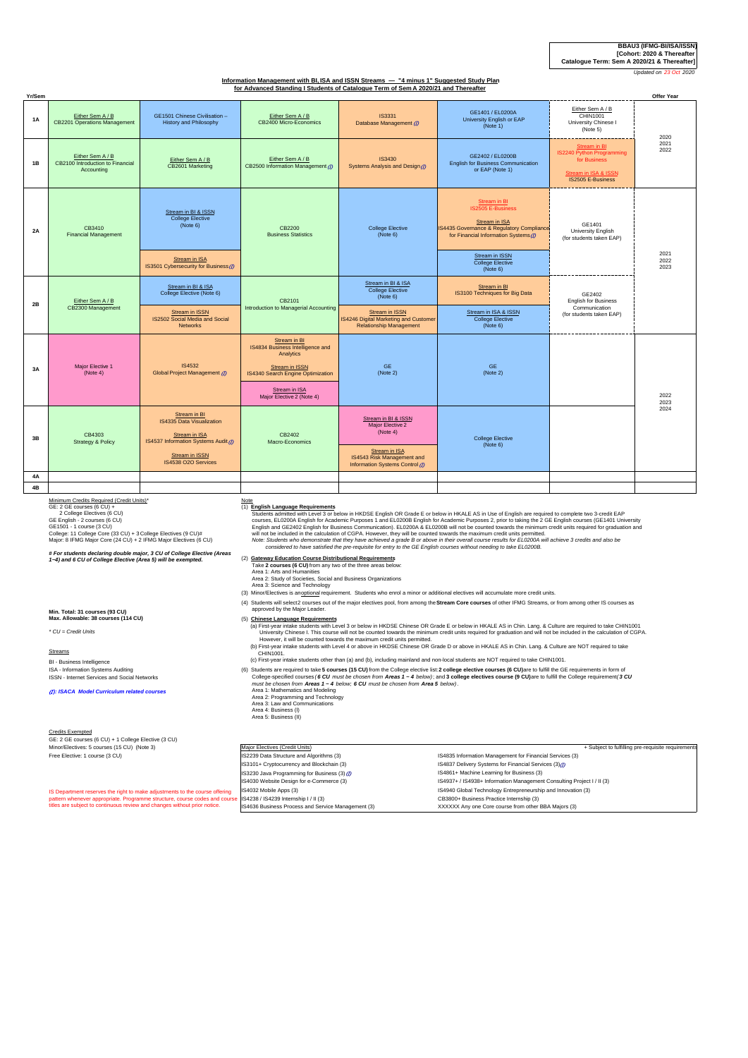**BBAU3 (IFMG-BI/ISA/ISSN)**
**[Cohort: 2020 & Thereafter**
**Catalogue Term: Sem A 2020/21 & Thereafter]**

*Updated on 23 Oct 2020*

## Information Management with BI, ISA and ISSN Streams — "4 minus 1" Suggested Study Plan for Advanced Standing I Students of Catalogue Term of Sem A 2020/21 and Thereafter

| Yr/Sem | | | | | | | Offer Year |
|---|---|---|---|---|---|---|---|
| 1A | Either Sem A / B CB2201 Operations Management | GE1501 Chinese Civilisation – History and Philosophy | Either Sem A / B CB2400 Micro-Economics | IS3331 Database Management (I) | GE1401 / EL0200A University English or EAP (Note 1) | Either Sem A / B CHIN1001 University Chinese I (Note 5) | 2020 2021 2022 |
| 1B | Either Sem A / B CB2100 Introduction to Financial Accounting | Either Sem A / B CB2601 Marketing | Either Sem A / B CB2500 Information Management (I) | IS3430 Systems Analysis and Design (I) | GE2402 / EL0200B English for Business Communication or EAP (Note 1) | Stream in BI: IS2240 Python Programming for Business; Stream in ISA & ISSN: IS2505 E-Business | |
| 2A | CB3410 Financial Management | Stream in BI & ISSN: College Elective (Note 6); Stream in ISA: IS3501 Cybersecurity for Business (I) | CB2200 Business Statistics | College Elective (Note 6) | Stream in BI: IS2505 E-Business; Stream in ISA: IS4435 Governance & Regulatory Compliance for Financial Information Systems (I); Stream in ISSN: College Elective (Note 6) | GE1401 University English (for students taken EAP) | 2021 2022 2023 |
| 2B | Either Sem A / B CB2300 Management | Stream in BI & ISA: College Elective (Note 6); Stream in ISSN: IS2502 Social Media and Social Networks | CB2101 Introduction to Managerial Accounting | Stream in BI & ISA: College Elective (Note 6); Stream in ISSN: IS4246 Digital Marketing and Customer Relationship Management | Stream in BI: IS3100 Techniques for Big Data; Stream in ISA & ISSN: College Elective (Note 6) | GE2402 English for Business Communication (for students taken EAP) | |
| 3A | Major Elective 1 (Note 4) | IS4532 Global Project Management (I) | Stream in BI: IS4834 Business Intelligence and Analytics; Stream in ISSN: IS4340 Search Engine Optimization; Stream in ISA: Major Elective 2 (Note 4) | GE (Note 2) | GE (Note 2) | | 2022 2023 2024 |
| 3B | CB4303 Strategy & Policy | Stream in BI: IS4335 Data Visualization; Stream in ISA: IS4537 Information Systems Audit (I); Stream in ISSN: IS4538 O2O Services | CB2402 Macro-Economics | Stream in BI & ISSN: Major Elective 2 (Note 4); Stream in ISA: IS4543 Risk Management and Information Systems Control (I) | College Elective (Note 6) | | |
| 4A | | | | | | | |
| 4B | | | | | | | |

Minimum Credits Required (Credit Units)*
GE: 2 GE courses (6 CU) +
2 College Electives (6 CU)
GE English - 2 courses (6 CU)
GE1501 - 1 course (3 CU)
College: 11 College Core (33 CU) + 3 College Electives (9 CU)#
Major: 8 IFMG Major Core (24 CU) + 2 IFMG Major Electives (6 CU)

***# For students declaring double major, 3 CU of College Elective (Areas 1–4) and 6 CU of College Elective (Area 5) will be exempted.***

**Min. Total: 31 courses (93 CU)**
**Max. Allowable: 38 courses (114 CU)**

*\* CU = Credit Units*

Streams

BI - Business Intelligence
ISA - Information Systems Auditing
ISSN - Internet Services and Social Networks

***(I): ISACA Model Curriculum related courses***

Credits Exempted
GE: 2 GE courses (6 CU) + 1 College Elective (3 CU)
Minor/Electives: 5 courses (15 CU) (Note 3)
Free Elective: 1 course (3 CU)

IS Department reserves the right to make adjustments to the course offering pattern whenever appropriate. Programme structure, course codes and course titles are subject to continuous review and changes without prior notice.

Note

(1) **English Language Requirements**
Students admitted with Level 3 or below in HKDSE English OR Grade E or below in HKALE AS in Use of English are required to complete two 3-credit EAP courses, EL0200A English for Academic Purposes 1 and EL0200B English for Academic Purposes 2, prior to taking the 2 GE English courses (GE1401 University English and GE2402 English for Business Communication). EL0200A & EL0200B will not be counted towards the minimum credit units required for graduation and will not be included in the calculation of CGPA. However, they will be counted towards the maximum credit units permitted.
*Note: Students who demonstrate that they have achieved a grade B or above in their overall course results for EL0200A will achieve 3 credits and also be considered to have satisfied the pre-requisite for entry to the GE English courses without needing to take EL0200B.*

(2) **Gateway Education Course Distributional Requirements**
Take **2 courses (6 CU)** from any two of the three areas below:
Area 1: Arts and Humanities
Area 2: Study of Societies, Social and Business Organizations
Area 3: Science and Technology

(3) Minor/Electives is an optional requirement. Students who enrol a minor or additional electives will accumulate more credit units.

(4) Students will select 2 courses out of the major electives pool, from among the **Stream Core courses** of other IFMG Streams, or from among other IS courses as approved by the Major Leader.

(5) **Chinese Language Requirements**
(a) First-year intake students with Level 3 or below in HKDSE Chinese OR Grade E or below in HKALE AS in Chin. Lang. & Culture are required to take CHIN1001 University Chinese I. This course will not be counted towards the minimum credit units required for graduation and will not be included in the calculation of CGPA. However, it will be counted towards the maximum credit units permitted.
(b) First-year intake students with Level 4 or above in HKDSE Chinese OR Grade D or above in HKALE AS in Chin. Lang. & Culture are NOT required to take CHIN1001.
(c) First-year intake students other than (a) and (b), including mainland and non-local students are NOT required to take CHIN1001.

(6) Students are required to take **5 courses (15 CU)** from the College elective list: **2 college elective courses (6 CU)** are to fulfill the GE requirements in form of College-specified courses *(**6 CU** must be chosen from **Areas 1 – 4** below)*; and **3 college electives course (9 CU)** are to fulfill the College requirement *(**3 CU** must be chosen from **Areas 1 – 4** below; **6 CU** must be chosen from **Area 5** below)*.
Area 1: Mathematics and Modeling
Area 2: Programming and Technology
Area 3: Law and Communications
Area 4: Business (I)
Area 5: Business (II)

| Major Electives (Credit Units) | + Subject to fulfilling pre-requisite requirements |
|---|---|
| IS2239 Data Structure and Algorithms (3) | IS4835 Information Management for Financial Services (3) |
| IS3101+ Cryptocurrency and Blockchain (3) | IS4837 Delivery Systems for Financial Services (3) (I) |
| IS3230 Java Programming for Business (3) (I) | IS4861+ Machine Learning for Business (3) |
| IS4030 Website Design for e-Commerce (3) | IS4937+ / IS4938+ Information Management Consulting Project I / II (3) |
| IS4032 Mobile Apps (3) | IS4940 Global Technology Entrepreneurship and Innovation (3) |
| IS4238 / IS4239 Internship I / II (3) | CB3800+ Business Practice Internship (3) |
| IS4636 Business Process and Service Management (3) | XXXXXX Any one Core course from other BBA Majors (3) |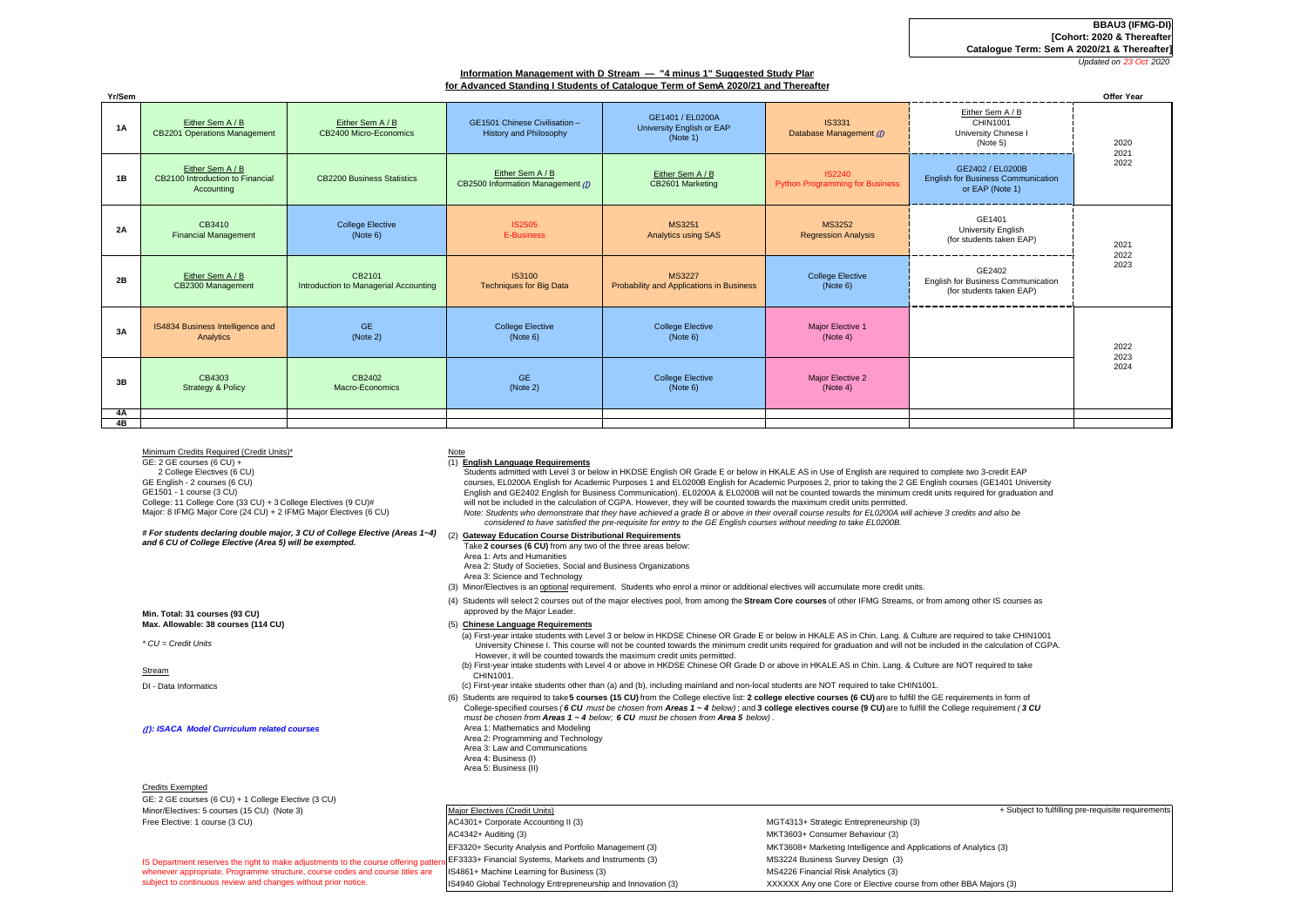**BBAU3 (IFMG-DI)**
**[Cohort: 2020 & Thereafter]**
**Catalogue Term: Sem A 2020/21 & Thereafter]**
*Updated on 23 Oct 2020*

## Information Management with D Stream — "4 minus 1" Suggested Study Plan for Advanced Standing I Students of Catalogue Term of SemA 2020/21 and Thereafter

| Yr/Sem | | | | | | | Offer Year |
|---|---|---|---|---|---|---|---|
| 1A | Either Sem A / B<br>CB2201 Operations Management | Either Sem A / B<br>CB2400 Micro-Economics | GE1501 Chinese Civilisation – History and Philosophy | GE1401 / EL0200A<br>University English or EAP<br>(Note 1) | IS3331<br>Database Management (I) | Either Sem A / B<br>CHIN1001<br>University Chinese I<br>(Note 5) | 2020<br>2021<br>2022 |
| 1B | Either Sem A / B<br>CB2100 Introduction to Financial Accounting | CB2200 Business Statistics | Either Sem A / B<br>CB2500 Information Management (I) | Either Sem A / B<br>CB2601 Marketing | IS2240<br>Python Programming for Business | GE2402 / EL0200B<br>English for Business Communication or EAP (Note 1) | |
| 2A | CB3410<br>Financial Management | College Elective<br>(Note 6) | IS2505<br>E-Business | MS3251<br>Analytics using SAS | MS3252<br>Regression Analysis | GE1401<br>University English<br>(for students taken EAP) | 2021<br>2022<br>2023 |
| 2B | Either Sem A / B<br>CB2300 Management | CB2101<br>Introduction to Managerial Accounting | IS3100<br>Techniques for Big Data | MS3227<br>Probability and Applications in Business | College Elective<br>(Note 6) | GE2402<br>English for Business Communication<br>(for students taken EAP) | |
| 3A | IS4834 Business Intelligence and Analytics | GE<br>(Note 2) | College Elective<br>(Note 6) | College Elective<br>(Note 6) | Major Elective 1<br>(Note 4) | | 2022<br>2023<br>2024 |
| 3B | CB4303<br>Strategy & Policy | CB2402<br>Macro-Economics | GE<br>(Note 2) | College Elective<br>(Note 6) | Major Elective 2<br>(Note 4) | | |
| 4A | | | | | | | |
| 4B | | | | | | | |

Minimum Credits Required (Credit Units)*
GE: 2 GE courses (6 CU) +
2 College Electives (6 CU)
GE English - 2 courses (6 CU)
GE1501 - 1 course (3 CU)
College: 11 College Core (33 CU) + 3 College Electives (9 CU)#
Major: 8 IFMG Major Core (24 CU) + 2 IFMG Major Electives (6 CU)

***# For students declaring double major, 3 CU of College Elective (Areas 1~4) and 6 CU of College Elective (Area 5) will be exempted.***

**Min. Total: 31 courses (93 CU)**
**Max. Allowable: 38 courses (114 CU)**

*\* CU = Credit Units*

Stream

DI - Data Informatics

***(I): ISACA Model Curriculum related courses***

Credits Exempted

GE: 2 GE courses (6 CU) + 1 College Elective (3 CU)
Minor/Electives: 5 courses (15 CU) (Note 3)
Free Elective: 1 course (3 CU)

IS Department reserves the right to make adjustments to the course offering pattern whenever appropriate. Programme structure, course codes and course titles are subject to continuous review and changes without prior notice.

Note

(1) **English Language Requirements**
Students admitted with Level 3 or below in HKDSE English OR Grade E or below in HKALE AS in Use of English are required to complete two 3-credit EAP courses, EL0200A English for Academic Purposes 1 and EL0200B English for Academic Purposes 2, prior to taking the 2 GE English courses (GE1401 University English and GE2402 English for Business Communication). EL0200A & EL0200B will not be counted towards the minimum credit units required for graduation and will not be included in the calculation of CGPA. However, they will be counted towards the maximum credit units permitted.
*Note: Students who demonstrate that they have achieved a grade B or above in their overall course results for EL0200A will achieve 3 credits and also be considered to have satisfied the pre-requisite for entry to the GE English courses without needing to take EL0200B.*

(2) **Gateway Education Course Distributional Requirements**
Take **2 courses (6 CU)** from any two of the three areas below:
Area 1: Arts and Humanities
Area 2: Study of Societies, Social and Business Organizations
Area 3: Science and Technology

(3) Minor/Electives is an optional requirement. Students who enrol a minor or additional electives will accumulate more credit units.

(4) Students will select 2 courses out of the major electives pool, from among the **Stream Core courses** of other IFMG Streams, or from among other IS courses as approved by the Major Leader.

(5) **Chinese Language Requirements**
(a) First-year intake students with Level 3 or below in HKDSE Chinese OR Grade E or below in HKALE AS in Chin. Lang. & Culture are required to take CHIN1001 University Chinese I. This course will not be counted towards the minimum credit units required for graduation and will not be included in the calculation of CGPA. However, it will be counted towards the maximum credit units permitted.
(b) First-year intake students with Level 4 or above in HKDSE Chinese OR Grade D or above in HKALE AS in Chin. Lang. & Culture are NOT required to take CHIN1001.
(c) First-year intake students other than (a) and (b), including mainland and non-local students are NOT required to take CHIN1001.

(6) Students are required to take **5 courses (15 CU)** from the College elective list: **2 college elective courses (6 CU)** are to fulfill the GE requirements in form of College-specified courses (*6 CU must be chosen from **Areas 1 ~ 4** below*); and **3 college electives course (9 CU)** are to fulfill the College requirement (*3 CU must be chosen from **Areas 1 ~ 4** below; 6 CU must be chosen from **Area 5** below*).
Area 1: Mathematics and Modeling
Area 2: Programming and Technology
Area 3: Law and Communications
Area 4: Business (I)
Area 5: Business (II)

| Major Electives (Credit Units) | + Subject to fulfilling pre-requisite requirements |
|---|---|
| AC4301+ Corporate Accounting II (3) | MGT4313+ Strategic Entrepreneurship (3) |
| AC4342+ Auditing (3) | MKT3603+ Consumer Behaviour (3) |
| EF3320+ Security Analysis and Portfolio Management (3) | MKT3608+ Marketing Intelligence and Applications of Analytics (3) |
| EF3333+ Financial Systems, Markets and Instruments (3) | MS3224 Business Survey Design (3) |
| IS4861+ Machine Learning for Business (3) | MS4226 Financial Risk Analytics (3) |
| IS4940 Global Technology Entrepreneurship and Innovation (3) | XXXXXX Any one Core or Elective course from other BBA Majors (3) |